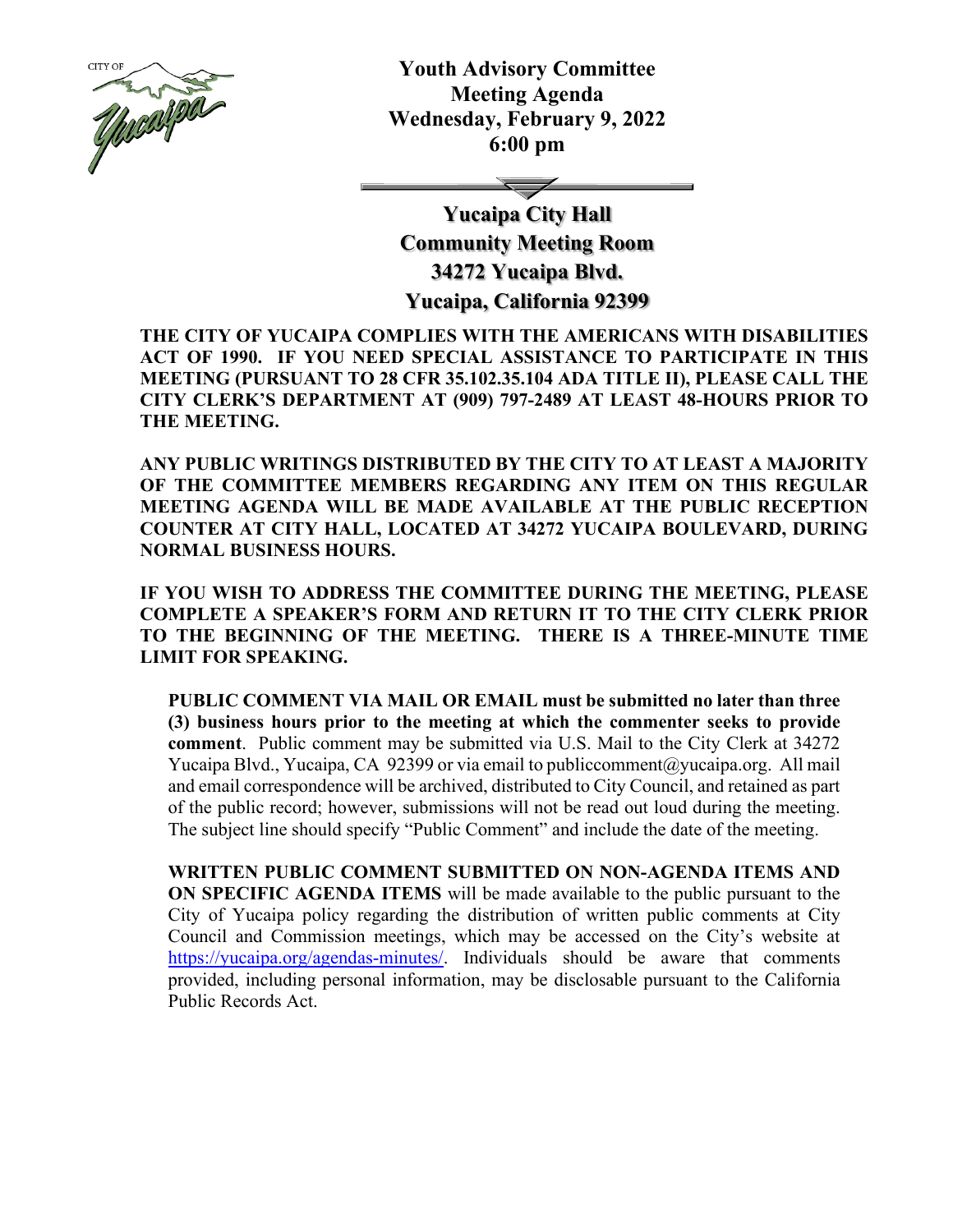# Youth Advisory Committee
# Meeting Agenda
# Wednesday, February 9, 2022
# 6:00 pm

## Yucaipa City Hall
## Community Meeting Room
## 34272 Yucaipa Blvd.
## Yucaipa, California 92399

**THE CITY OF YUCAIPA COMPLIES WITH THE AMERICANS WITH DISABILITIES ACT OF 1990. IF YOU NEED SPECIAL ASSISTANCE TO PARTICIPATE IN THIS MEETING (PURSUANT TO 28 CFR 35.102.35.104 ADA TITLE II), PLEASE CALL THE CITY CLERK'S DEPARTMENT AT (909) 797-2489 AT LEAST 48-HOURS PRIOR TO THE MEETING.**

**ANY PUBLIC WRITINGS DISTRIBUTED BY THE CITY TO AT LEAST A MAJORITY OF THE COMMITTEE MEMBERS REGARDING ANY ITEM ON THIS REGULAR MEETING AGENDA WILL BE MADE AVAILABLE AT THE PUBLIC RECEPTION COUNTER AT CITY HALL, LOCATED AT 34272 YUCAIPA BOULEVARD, DURING NORMAL BUSINESS HOURS.**

**IF YOU WISH TO ADDRESS THE COMMITTEE DURING THE MEETING, PLEASE COMPLETE A SPEAKER'S FORM AND RETURN IT TO THE CITY CLERK PRIOR TO THE BEGINNING OF THE MEETING. THERE IS A THREE-MINUTE TIME LIMIT FOR SPEAKING.**

**PUBLIC COMMENT VIA MAIL OR EMAIL must be submitted no later than three (3) business hours prior to the meeting at which the commenter seeks to provide comment**. Public comment may be submitted via U.S. Mail to the City Clerk at 34272 Yucaipa Blvd., Yucaipa, CA 92399 or via email to publiccomment@yucaipa.org. All mail and email correspondence will be archived, distributed to City Council, and retained as part of the public record; however, submissions will not be read out loud during the meeting. The subject line should specify "Public Comment" and include the date of the meeting.

**WRITTEN PUBLIC COMMENT SUBMITTED ON NON-AGENDA ITEMS AND ON SPECIFIC AGENDA ITEMS** will be made available to the public pursuant to the City of Yucaipa policy regarding the distribution of written public comments at City Council and Commission meetings, which may be accessed on the City's website at https://yucaipa.org/agendas-minutes/. Individuals should be aware that comments provided, including personal information, may be disclosable pursuant to the California Public Records Act.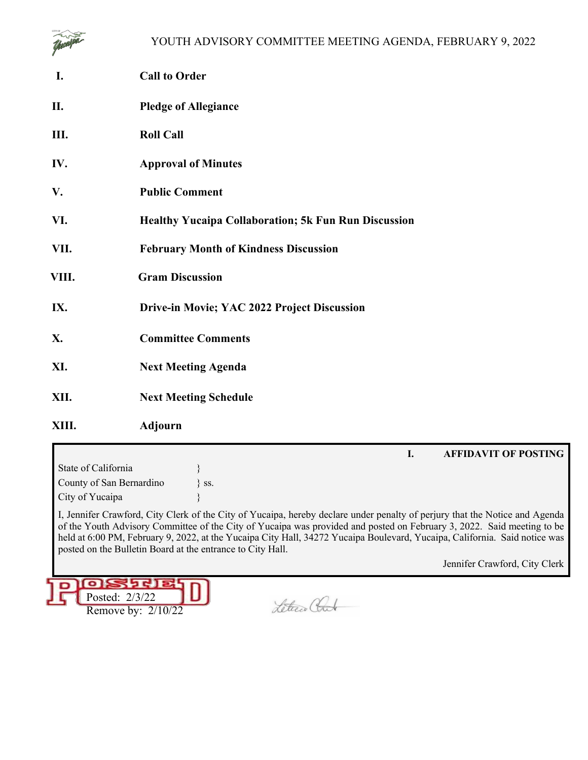# YOUTH ADVISORY COMMITTEE MEETING AGENDA, FEBRUARY 9, 2022

**I.** **Call to Order**

**II.** **Pledge of Allegiance**

**III.** **Roll Call**

**IV.** **Approval of Minutes**

**V.** **Public Comment**

**VI.** **Healthy Yucaipa Collaboration; 5k Fun Run Discussion**

**VII.** **February Month of Kindness Discussion**

**VIII.** **Gram Discussion**

**IX.** **Drive-in Movie; YAC 2022 Project Discussion**

**X.** **Committee Comments**

**XI.** **Next Meeting Agenda**

**XII.** **Next Meeting Schedule**

**XIII.** **Adjourn**

**I. AFFIDAVIT OF POSTING**

State of California }
County of San Bernardino } ss.
City of Yucaipa }

I, Jennifer Crawford, City Clerk of the City of Yucaipa, hereby declare under penalty of perjury that the Notice and Agenda of the Youth Advisory Committee of the City of Yucaipa was provided and posted on February 3, 2022. Said meeting to be held at 6:00 PM, February 9, 2022, at the Yucaipa City Hall, 34272 Yucaipa Boulevard, Yucaipa, California. Said notice was posted on the Bulletin Board at the entrance to City Hall.

Jennifer Crawford, City Clerk

POSTED
Posted: 2/3/22
Remove by: 2/10/22